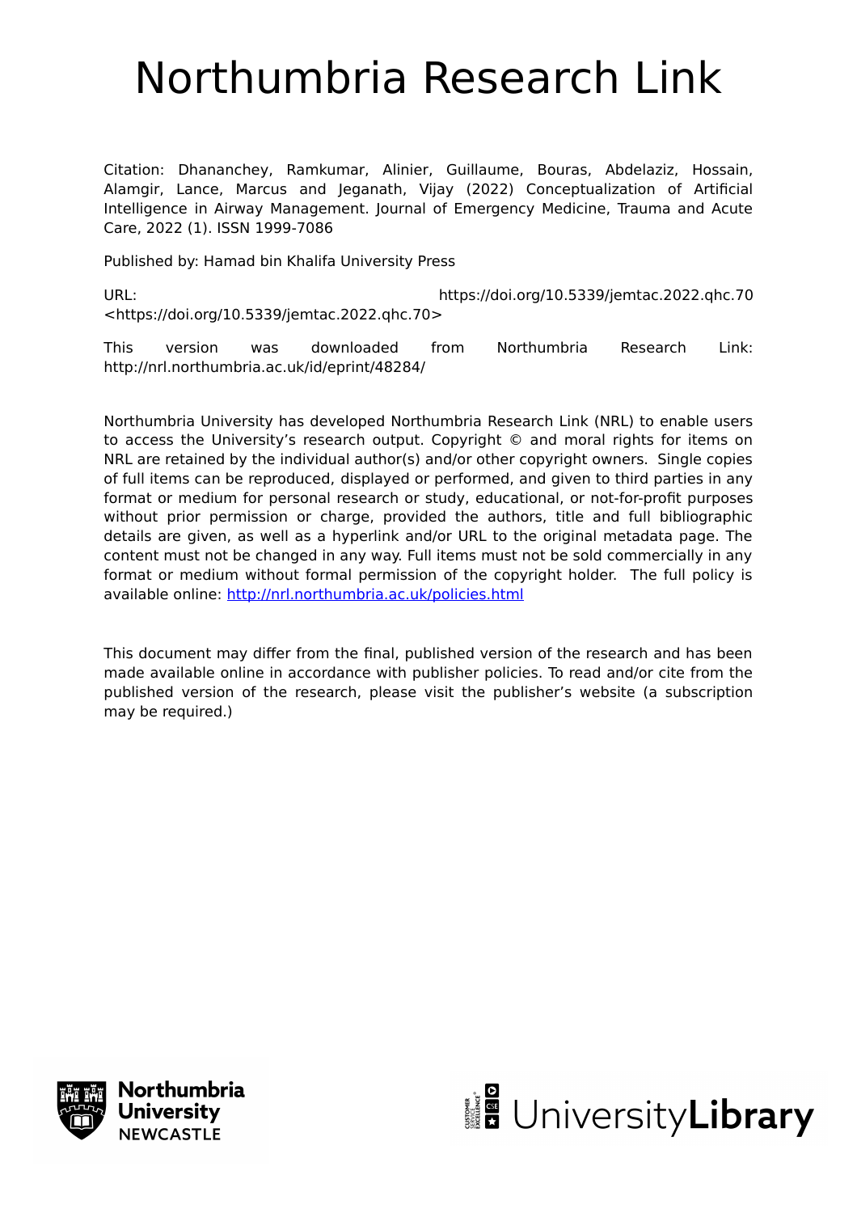# Northumbria Research Link

Citation: Dhananchey, Ramkumar, Alinier, Guillaume, Bouras, Abdelaziz, Hossain, Alamgir, Lance, Marcus and Jeganath, Vijay (2022) Conceptualization of Artificial Intelligence in Airway Management. Journal of Emergency Medicine, Trauma and Acute Care, 2022 (1). ISSN 1999-7086

Published by: Hamad bin Khalifa University Press

URL: https://doi.org/10.5339/jemtac.2022.qhc.70 <https://doi.org/10.5339/jemtac.2022.qhc.70>

This version was downloaded from Northumbria Research Link: http://nrl.northumbria.ac.uk/id/eprint/48284/

Northumbria University has developed Northumbria Research Link (NRL) to enable users to access the University's research output. Copyright © and moral rights for items on NRL are retained by the individual author(s) and/or other copyright owners. Single copies of full items can be reproduced, displayed or performed, and given to third parties in any format or medium for personal research or study, educational, or not-for-profit purposes without prior permission or charge, provided the authors, title and full bibliographic details are given, as well as a hyperlink and/or URL to the original metadata page. The content must not be changed in any way. Full items must not be sold commercially in any format or medium without formal permission of the copyright holder. The full policy is available online: http://nrl.northumbria.ac.uk/policies.html

This document may differ from the final, published version of the research and has been made available online in accordance with publisher policies. To read and/or cite from the published version of the research, please visit the publisher's website (a subscription may be required.)

Northumbria University NEWCASTLE

UniversityLibrary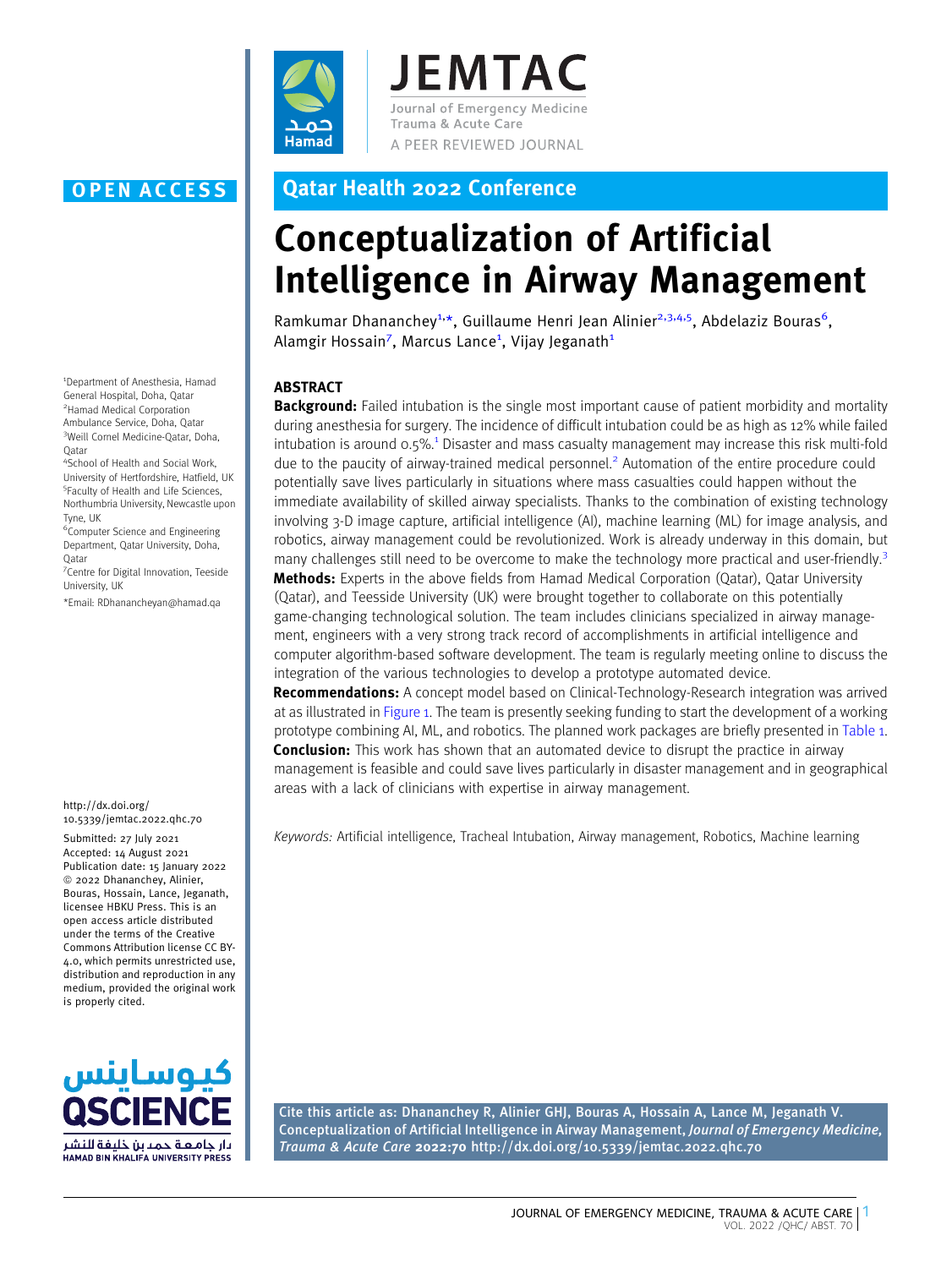OPEN ACCESS

Qatar Health 2022 Conference

# Conceptualization of Artificial Intelligence in Airway Management

Ramkumar Dhananchey[1,*], Guillaume Henri Jean Alinier[2,3,4,5], Abdelaziz Bouras[6], Alamgir Hossain[7], Marcus Lance[1], Vijay Jeganath[1]

[1]Department of Anesthesia, Hamad General Hospital, Doha, Qatar
[2]Hamad Medical Corporation Ambulance Service, Doha, Qatar
[3]Weill Cornel Medicine-Qatar, Doha, Qatar
[4]School of Health and Social Work, University of Hertfordshire, Hatfield, UK
[5]Faculty of Health and Life Sciences, Northumbria University, Newcastle upon Tyne, UK
[6]Computer Science and Engineering Department, Qatar University, Doha, Qatar
[7]Centre for Digital Innovation, Teeside University, UK

*Email: RDhanancheyan@hamad.qa

http://dx.doi.org/10.5339/jemtac.2022.qhc.70

Submitted: 27 July 2021
Accepted: 14 August 2021
Publication date: 15 January 2022
© 2022 Dhananchey, Alinier, Bouras, Hossain, Lance, Jeganath, licensee HBKU Press. This is an open access article distributed under the terms of the Creative Commons Attribution license CC BY-4.0, which permits unrestricted use, distribution and reproduction in any medium, provided the original work is properly cited.

## ABSTRACT

**Background:** Failed intubation is the single most important cause of patient morbidity and mortality during anesthesia for surgery. The incidence of difficult intubation could be as high as 12% while failed intubation is around 0.5%.[1] Disaster and mass casualty management may increase this risk multi-fold due to the paucity of airway-trained medical personnel.[2] Automation of the entire procedure could potentially save lives particularly in situations where mass casualties could happen without the immediate availability of skilled airway specialists. Thanks to the combination of existing technology involving 3-D image capture, artificial intelligence (AI), machine learning (ML) for image analysis, and robotics, airway management could be revolutionized. Work is already underway in this domain, but many challenges still need to be overcome to make the technology more practical and user-friendly.[3]

**Methods:** Experts in the above fields from Hamad Medical Corporation (Qatar), Qatar University (Qatar), and Teesside University (UK) were brought together to collaborate on this potentially game-changing technological solution. The team includes clinicians specialized in airway management, engineers with a very strong track record of accomplishments in artificial intelligence and computer algorithm-based software development. The team is regularly meeting online to discuss the integration of the various technologies to develop a prototype automated device.

**Recommendations:** A concept model based on Clinical-Technology-Research integration was arrived at as illustrated in Figure 1. The team is presently seeking funding to start the development of a working prototype combining AI, ML, and robotics. The planned work packages are briefly presented in Table 1.

**Conclusion:** This work has shown that an automated device to disrupt the practice in airway management is feasible and could save lives particularly in disaster management and in geographical areas with a lack of clinicians with expertise in airway management.

*Keywords:* Artificial intelligence, Tracheal Intubation, Airway management, Robotics, Machine learning

Cite this article as: Dhananchey R, Alinier GHJ, Bouras A, Hossain A, Lance M, Jeganath V. Conceptualization of Artificial Intelligence in Airway Management, *Journal of Emergency Medicine, Trauma & Acute Care* **2022:70** http://dx.doi.org/10.5339/jemtac.2022.qhc.70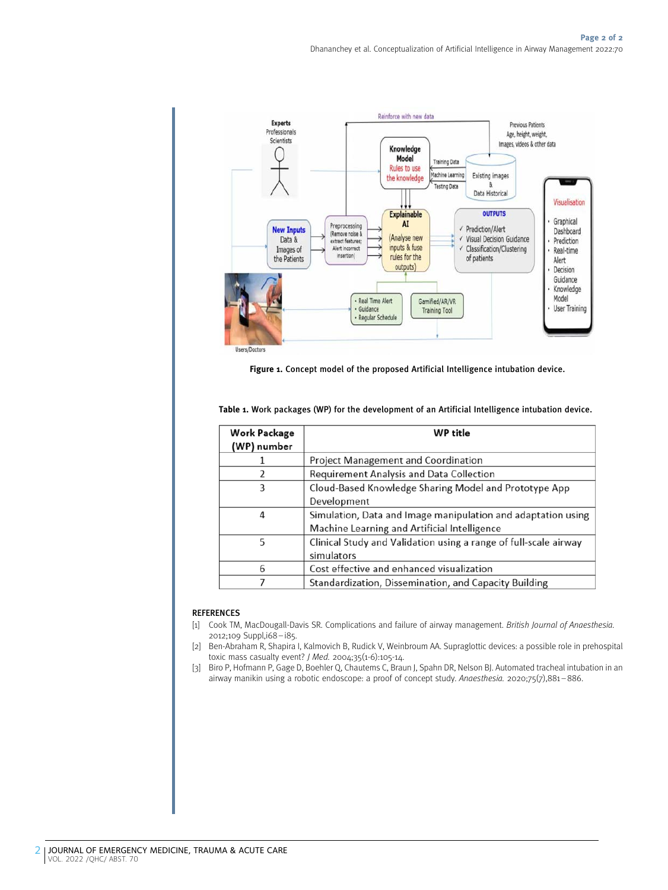Reinforce with new data

Experts
Professionals
Scientists

Knowledge Model
Rules to use the knowledge

Training Data
Machine Learning
Testing Data

Previous Patients
Age, height, weight,
Images, videos & other data

Existing images
&
Data Historical

New Inputs
Data &
Images of
the Patients

Preprocessing
(Remove noise &
extract features;
Alert incorrect
insertion)

Explainable AI
(Analyse new inputs & fuse rules for the outputs)

OUTPUTS
✓ Prediction/Alert
✓ Visual Decision Guidance
✓ Classification/Clustering of patients

Visualisation
- Graphical Dashboard
- Prediction
- Real-time Alert
- Decision Guidance
- Knowledge Model
- User Training

- Real Time Alert
- Guidance
- Regular Schedule

Gamified/AR/VR
Training Tool

Users/Doctors

**Figure 1.** Concept model of the proposed Artificial Intelligence intubation device.

**Table 1.** Work packages (WP) for the development of an Artificial Intelligence intubation device.

| Work Package (WP) number | WP title |
|---|---|
| 1 | Project Management and Coordination |
| 2 | Requirement Analysis and Data Collection |
| 3 | Cloud-Based Knowledge Sharing Model and Prototype App Development |
| 4 | Simulation, Data and Image manipulation and adaptation using Machine Learning and Artificial Intelligence |
| 5 | Clinical Study and Validation using a range of full-scale airway simulators |
| 6 | Cost effective and enhanced visualization |
| 7 | Standardization, Dissemination, and Capacity Building |

## REFERENCES

[1] Cook TM, MacDougall-Davis SR. Complications and failure of airway management. *British Journal of Anaesthesia.* 2012;109 Suppl,i68–i85.

[2] Ben-Abraham R, Shapira I, Kalmovich B, Rudick V, Weinbroum AA. Supraglottic devices: a possible role in prehospital toxic mass casualty event? *J Med.* 2004;35(1-6):105-14.

[3] Biro P, Hofmann P, Gage D, Boehler Q, Chautems C, Braun J, Spahn DR, Nelson BJ. Automated tracheal intubation in an airway manikin using a robotic endoscope: a proof of concept study. *Anaesthesia.* 2020;75(7),881–886.